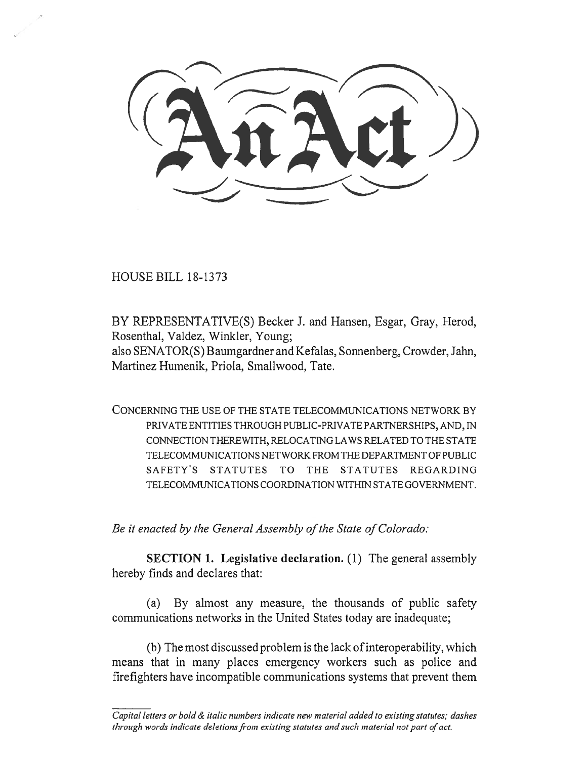# An Act

HOUSE BILL 18-1373

BY REPRESENTATIVE(S) Becker J. and Hansen, Esgar, Gray, Herod, Rosenthal, Valdez, Winkler, Young;
also SENATOR(S) Baumgardner and Kefalas, Sonnenberg, Crowder, Jahn, Martinez Humenik, Priola, Smallwood, Tate.

CONCERNING THE USE OF THE STATE TELECOMMUNICATIONS NETWORK BY PRIVATE ENTITIES THROUGH PUBLIC-PRIVATE PARTNERSHIPS, AND, IN CONNECTION THEREWITH, RELOCATING LAWS RELATED TO THE STATE TELECOMMUNICATIONS NETWORK FROM THE DEPARTMENT OF PUBLIC SAFETY'S STATUTES TO THE STATUTES REGARDING TELECOMMUNICATIONS COORDINATION WITHIN STATE GOVERNMENT.

*Be it enacted by the General Assembly of the State of Colorado:*

**SECTION 1. Legislative declaration.** (1) The general assembly hereby finds and declares that:

(a) By almost any measure, the thousands of public safety communications networks in the United States today are inadequate;

(b) The most discussed problem is the lack of interoperability, which means that in many places emergency workers such as police and firefighters have incompatible communications systems that prevent them

*Capital letters or bold & italic numbers indicate new material added to existing statutes; dashes through words indicate deletions from existing statutes and such material not part of act.*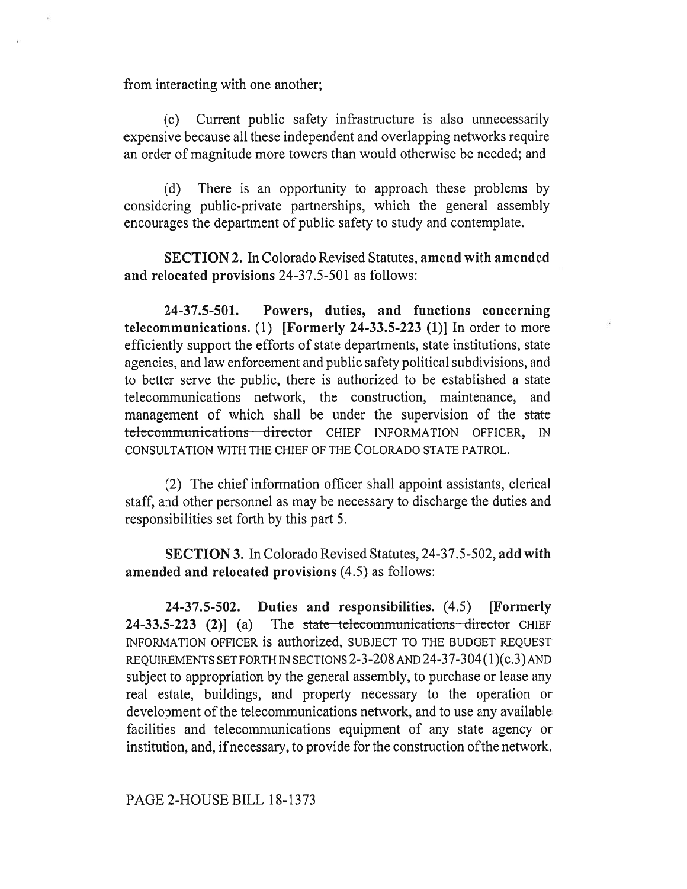from interacting with one another;

(c) Current public safety infrastructure is also unnecessarily expensive because all these independent and overlapping networks require an order of magnitude more towers than would otherwise be needed; and

(d) There is an opportunity to approach these problems by considering public-private partnerships, which the general assembly encourages the department of public safety to study and contemplate.

**SECTION 2.** In Colorado Revised Statutes, **amend with amended and relocated provisions** 24-37.5-501 as follows:

**24-37.5-501. Powers, duties, and functions concerning telecommunications.** (1) **[Formerly 24-33.5-223 (1)]** In order to more efficiently support the efforts of state departments, state institutions, state agencies, and law enforcement and public safety political subdivisions, and to better serve the public, there is authorized to be established a state telecommunications network, the construction, maintenance, and management of which shall be under the supervision of the ~~state telecommunications director~~ CHIEF INFORMATION OFFICER, IN CONSULTATION WITH THE CHIEF OF THE COLORADO STATE PATROL.

(2) The chief information officer shall appoint assistants, clerical staff, and other personnel as may be necessary to discharge the duties and responsibilities set forth by this part 5.

**SECTION 3.** In Colorado Revised Statutes, 24-37.5-502, **add with amended and relocated provisions** (4.5) as follows:

**24-37.5-502. Duties and responsibilities.** (4.5) **[Formerly 24-33.5-223 (2)]** (a) The ~~state telecommunications director~~ CHIEF INFORMATION OFFICER is authorized, SUBJECT TO THE BUDGET REQUEST REQUIREMENTS SET FORTH IN SECTIONS 2-3-208 AND 24-37-304 (1)(c.3) AND subject to appropriation by the general assembly, to purchase or lease any real estate, buildings, and property necessary to the operation or development of the telecommunications network, and to use any available facilities and telecommunications equipment of any state agency or institution, and, if necessary, to provide for the construction of the network.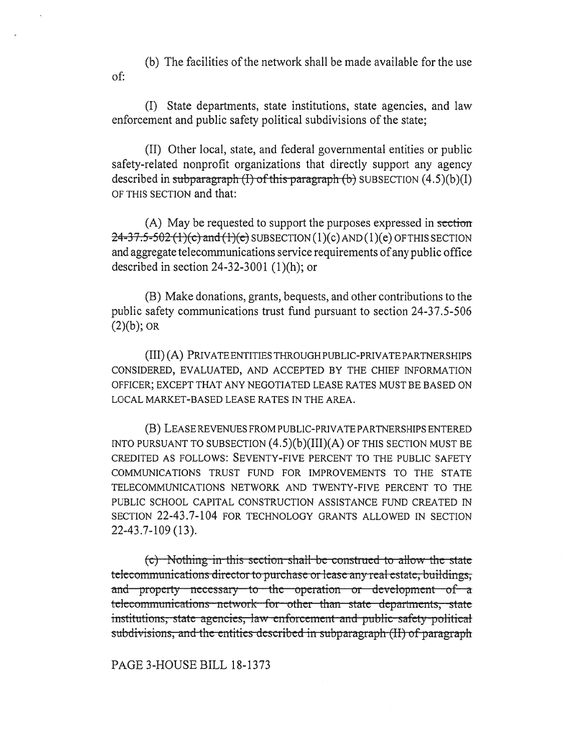(b) The facilities of the network shall be made available for the use of:

(I) State departments, state institutions, state agencies, and law enforcement and public safety political subdivisions of the state;

(II) Other local, state, and federal governmental entities or public safety-related nonprofit organizations that directly support any agency described in ~~subparagraph (I) of this paragraph (b)~~ SUBSECTION (4.5)(b)(I) OF THIS SECTION and that:

(A) May be requested to support the purposes expressed in ~~section 24-37.5-502 (1)(c) and (1)(e)~~ SUBSECTION (1)(c) AND (1)(e) OF THIS SECTION and aggregate telecommunications service requirements of any public office described in section 24-32-3001 (1)(h); or

(B) Make donations, grants, bequests, and other contributions to the public safety communications trust fund pursuant to section 24-37.5-506 (2)(b); OR

(III) (A) PRIVATE ENTITIES THROUGH PUBLIC-PRIVATE PARTNERSHIPS CONSIDERED, EVALUATED, AND ACCEPTED BY THE CHIEF INFORMATION OFFICER; EXCEPT THAT ANY NEGOTIATED LEASE RATES MUST BE BASED ON LOCAL MARKET-BASED LEASE RATES IN THE AREA.

(B) LEASE REVENUES FROM PUBLIC-PRIVATE PARTNERSHIPS ENTERED INTO PURSUANT TO SUBSECTION (4.5)(b)(III)(A) OF THIS SECTION MUST BE CREDITED AS FOLLOWS: SEVENTY-FIVE PERCENT TO THE PUBLIC SAFETY COMMUNICATIONS TRUST FUND FOR IMPROVEMENTS TO THE STATE TELECOMMUNICATIONS NETWORK AND TWENTY-FIVE PERCENT TO THE PUBLIC SCHOOL CAPITAL CONSTRUCTION ASSISTANCE FUND CREATED IN SECTION 22-43.7-104 FOR TECHNOLOGY GRANTS ALLOWED IN SECTION 22-43.7-109 (13).

~~(c) Nothing in this section shall be construed to allow the state telecommunications director to purchase or lease any real estate, buildings, and property necessary to the operation or development of a telecommunications network for other than state departments, state institutions, state agencies, law enforcement and public safety political subdivisions, and the entities described in subparagraph (II) of paragraph~~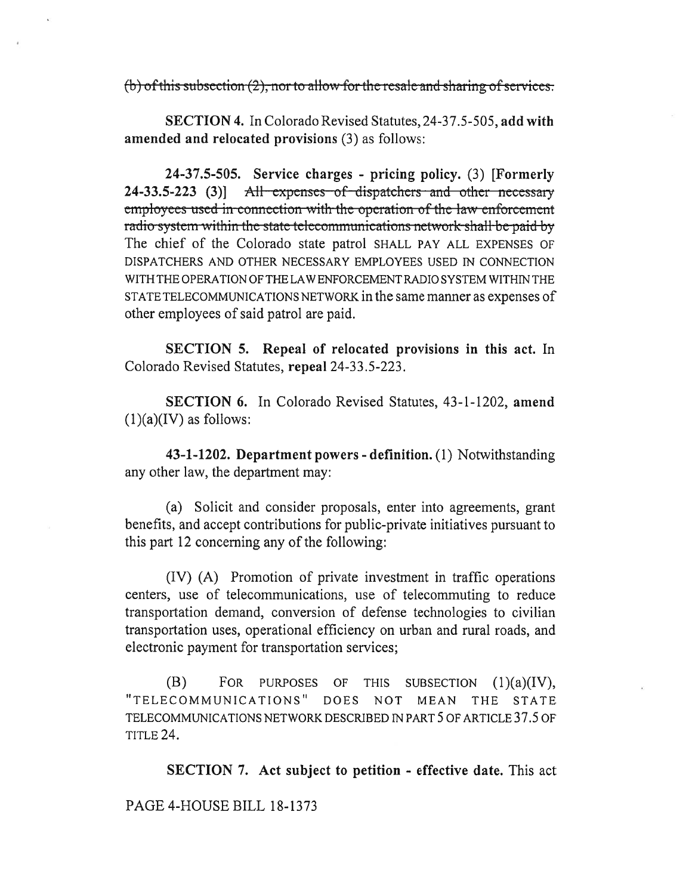~~(b) of this subsection (2), nor to allow for the resale and sharing of services.~~

**SECTION 4.** In Colorado Revised Statutes, 24-37.5-505, **add with amended and relocated provisions** (3) as follows:

**24-37.5-505. Service charges - pricing policy.** (3) **[Formerly 24-33.5-223 (3)]** ~~All expenses of dispatchers and other necessary employees used in connection with the operation of the law enforcement radio system within the state telecommunications network shall be paid by~~ The chief of the Colorado state patrol SHALL PAY ALL EXPENSES OF DISPATCHERS AND OTHER NECESSARY EMPLOYEES USED IN CONNECTION WITH THE OPERATION OF THE LAW ENFORCEMENT RADIO SYSTEM WITHIN THE STATE TELECOMMUNICATIONS NETWORK in the same manner as expenses of other employees of said patrol are paid.

**SECTION 5. Repeal of relocated provisions in this act.** In Colorado Revised Statutes, **repeal** 24-33.5-223.

**SECTION 6.** In Colorado Revised Statutes, 43-1-1202, **amend** (1)(a)(IV) as follows:

**43-1-1202. Department powers - definition.** (1) Notwithstanding any other law, the department may:

(a) Solicit and consider proposals, enter into agreements, grant benefits, and accept contributions for public-private initiatives pursuant to this part 12 concerning any of the following:

(IV) (A) Promotion of private investment in traffic operations centers, use of telecommunications, use of telecommuting to reduce transportation demand, conversion of defense technologies to civilian transportation uses, operational efficiency on urban and rural roads, and electronic payment for transportation services;

(B) FOR PURPOSES OF THIS SUBSECTION (1)(a)(IV), "TELECOMMUNICATIONS" DOES NOT MEAN THE STATE TELECOMMUNICATIONS NETWORK DESCRIBED IN PART 5 OF ARTICLE 37.5 OF TITLE 24.

**SECTION 7. Act subject to petition - effective date.** This act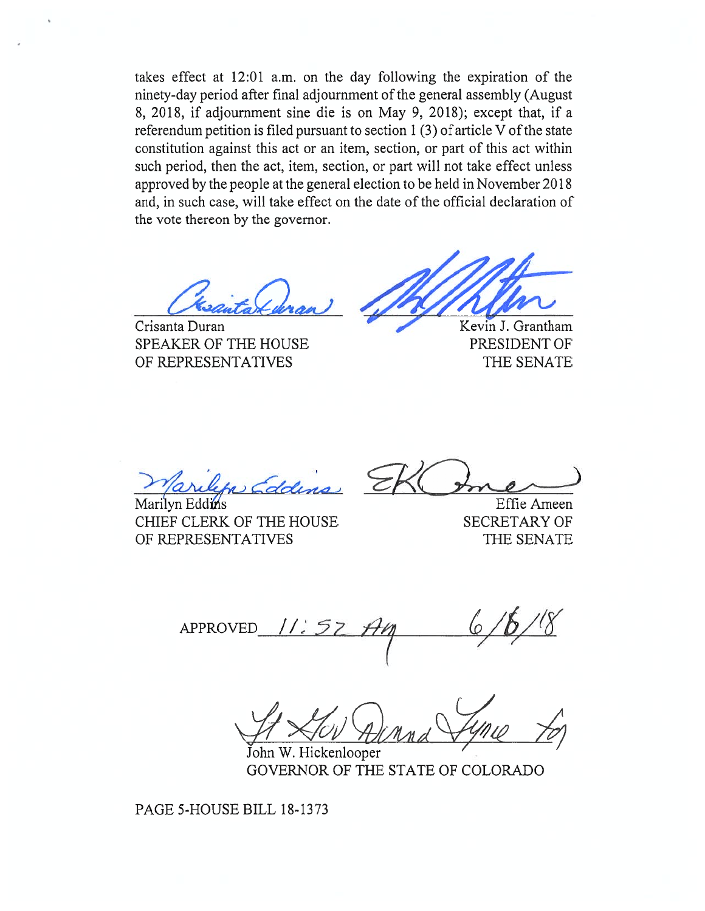takes effect at 12:01 a.m. on the day following the expiration of the ninety-day period after final adjournment of the general assembly (August 8, 2018, if adjournment sine die is on May 9, 2018); except that, if a referendum petition is filed pursuant to section 1 (3) of article V of the state constitution against this act or an item, section, or part of this act within such period, then the act, item, section, or part will not take effect unless approved by the people at the general election to be held in November 2018 and, in such case, will take effect on the date of the official declaration of the vote thereon by the governor.

| | |
|---|---|
| Crisanta Duran | Kevin J. Grantham |
| SPEAKER OF THE HOUSE OF REPRESENTATIVES | PRESIDENT OF THE SENATE |

| | |
|---|---|
| Marilyn Eddins | Effie Ameen |
| CHIEF CLERK OF THE HOUSE OF REPRESENTATIVES | SECRETARY OF THE SENATE |

APPROVED 11:52 AM 6/8/18

Lt Gov Donna Lynne for

John W. Hickenlooper
GOVERNOR OF THE STATE OF COLORADO

PAGE 5-HOUSE BILL 18-1373